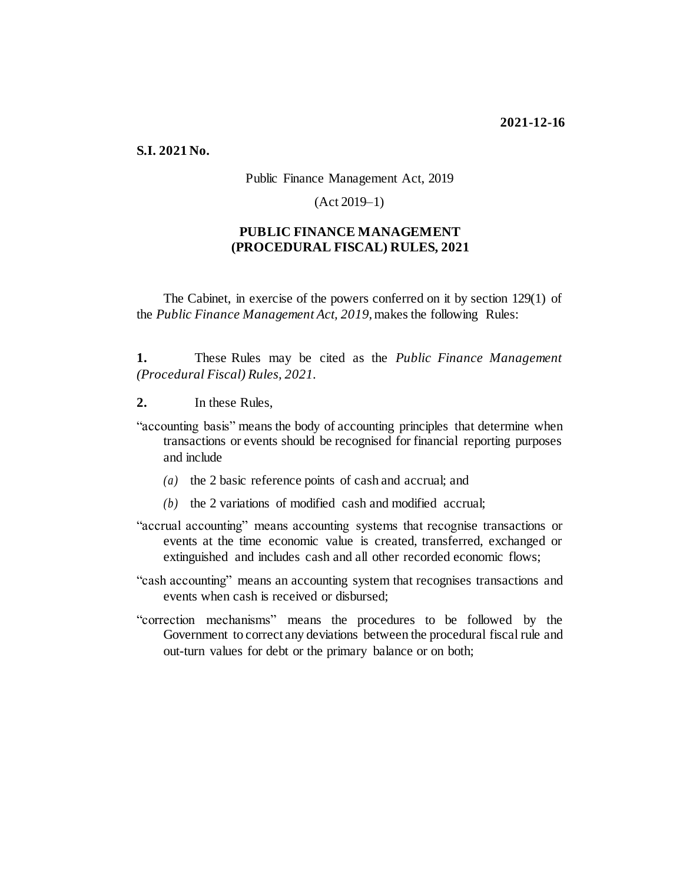**2021-12-16**

**S.I. 2021 No.**

Public Finance Management Act, 2019

(Act 2019–1)

# PUBLIC FINANCE MANAGEMENT (PROCEDURAL FISCAL) RULES, 2021

The Cabinet, in exercise of the powers conferred on it by section 129(1) of the *Public Finance Management Act, 2019*, makes the following Rules:

**1.** These Rules may be cited as the *Public Finance Management (Procedural Fiscal) Rules, 2021*.

**2.** In these Rules,

"accounting basis" means the body of accounting principles that determine when transactions or events should be recognised for financial reporting purposes and include

- *(a)* the 2 basic reference points of cash and accrual; and
- *(b)* the 2 variations of modified cash and modified accrual;

"accrual accounting" means accounting systems that recognise transactions or events at the time economic value is created, transferred, exchanged or extinguished and includes cash and all other recorded economic flows;

"cash accounting" means an accounting system that recognises transactions and events when cash is received or disbursed;

"correction mechanisms" means the procedures to be followed by the Government to correct any deviations between the procedural fiscal rule and out-turn values for debt or the primary balance or on both;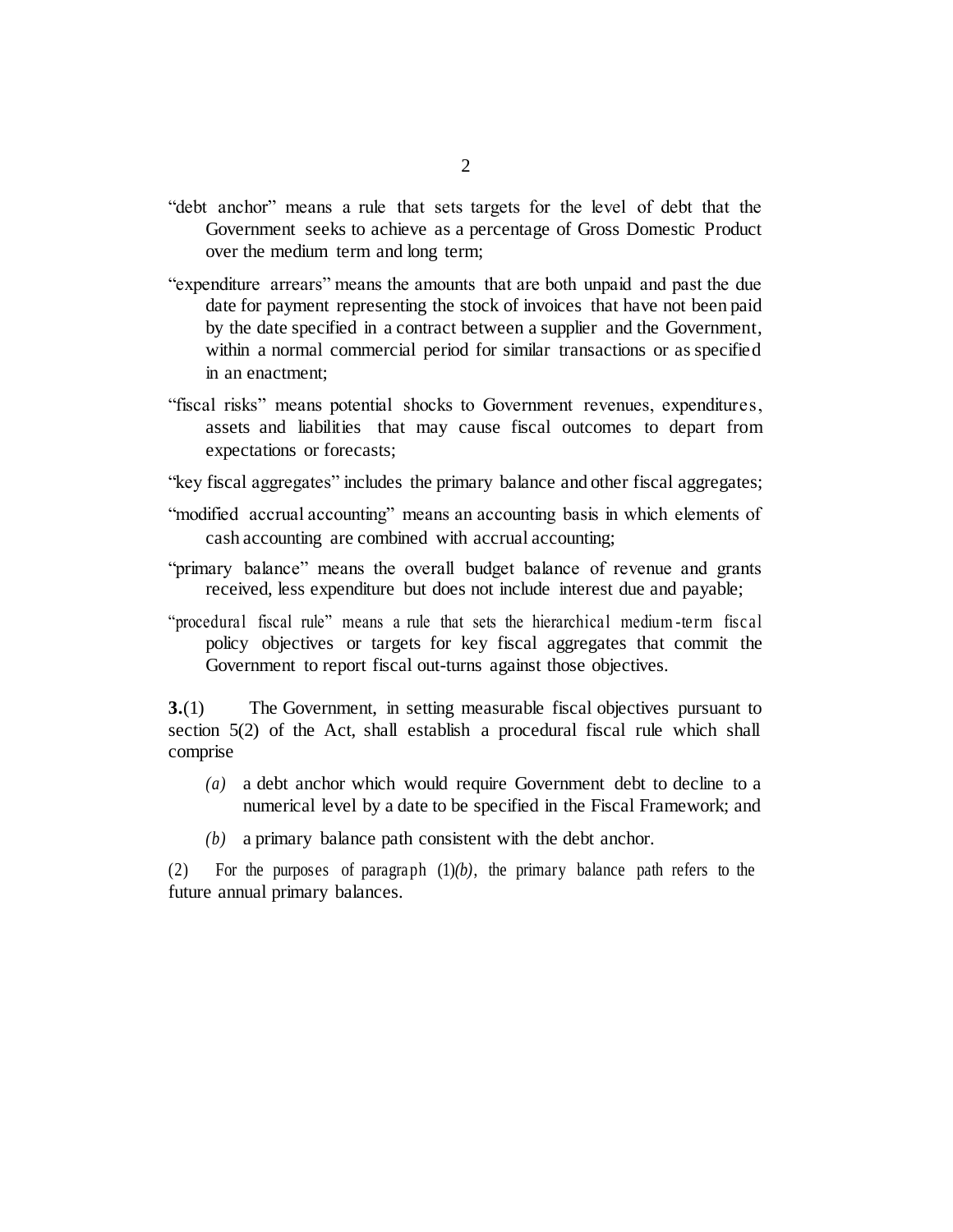"debt anchor" means a rule that sets targets for the level of debt that the Government seeks to achieve as a percentage of Gross Domestic Product over the medium term and long term;

"expenditure arrears" means the amounts that are both unpaid and past the due date for payment representing the stock of invoices that have not been paid by the date specified in a contract between a supplier and the Government, within a normal commercial period for similar transactions or as specified in an enactment;

"fiscal risks" means potential shocks to Government revenues, expenditures, assets and liabilities that may cause fiscal outcomes to depart from expectations or forecasts;

"key fiscal aggregates" includes the primary balance and other fiscal aggregates;

"modified accrual accounting" means an accounting basis in which elements of cash accounting are combined with accrual accounting;

"primary balance" means the overall budget balance of revenue and grants received, less expenditure but does not include interest due and payable;

"procedural fiscal rule" means a rule that sets the hierarchical medium-term fiscal policy objectives or targets for key fiscal aggregates that commit the Government to report fiscal out-turns against those objectives.

**3.**(1) The Government, in setting measurable fiscal objectives pursuant to section 5(2) of the Act, shall establish a procedural fiscal rule which shall comprise

*(a)* a debt anchor which would require Government debt to decline to a numerical level by a date to be specified in the Fiscal Framework; and

*(b)* a primary balance path consistent with the debt anchor.

(2) For the purposes of paragraph (1)*(b)*, the primary balance path refers to the future annual primary balances.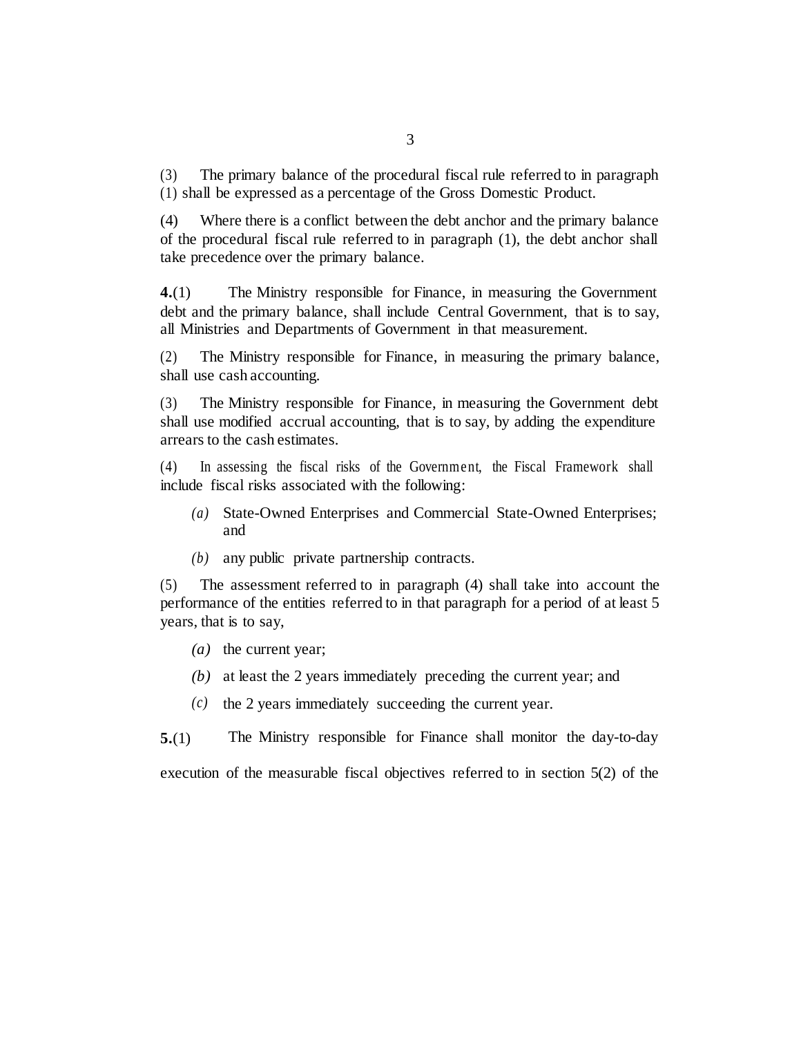(3) The primary balance of the procedural fiscal rule referred to in paragraph (1) shall be expressed as a percentage of the Gross Domestic Product.

(4) Where there is a conflict between the debt anchor and the primary balance of the procedural fiscal rule referred to in paragraph (1), the debt anchor shall take precedence over the primary balance.

**4.**(1) The Ministry responsible for Finance, in measuring the Government debt and the primary balance, shall include Central Government, that is to say, all Ministries and Departments of Government in that measurement.

(2) The Ministry responsible for Finance, in measuring the primary balance, shall use cash accounting.

(3) The Ministry responsible for Finance, in measuring the Government debt shall use modified accrual accounting, that is to say, by adding the expenditure arrears to the cash estimates.

(4) In assessing the fiscal risks of the Government, the Fiscal Framework shall include fiscal risks associated with the following:

*(a)* State-Owned Enterprises and Commercial State-Owned Enterprises; and

*(b)* any public private partnership contracts.

(5) The assessment referred to in paragraph (4) shall take into account the performance of the entities referred to in that paragraph for a period of at least 5 years, that is to say,

*(a)* the current year;

*(b)* at least the 2 years immediately preceding the current year; and

*(c)* the 2 years immediately succeeding the current year.

**5.**(1) The Ministry responsible for Finance shall monitor the day-to-day execution of the measurable fiscal objectives referred to in section 5(2) of the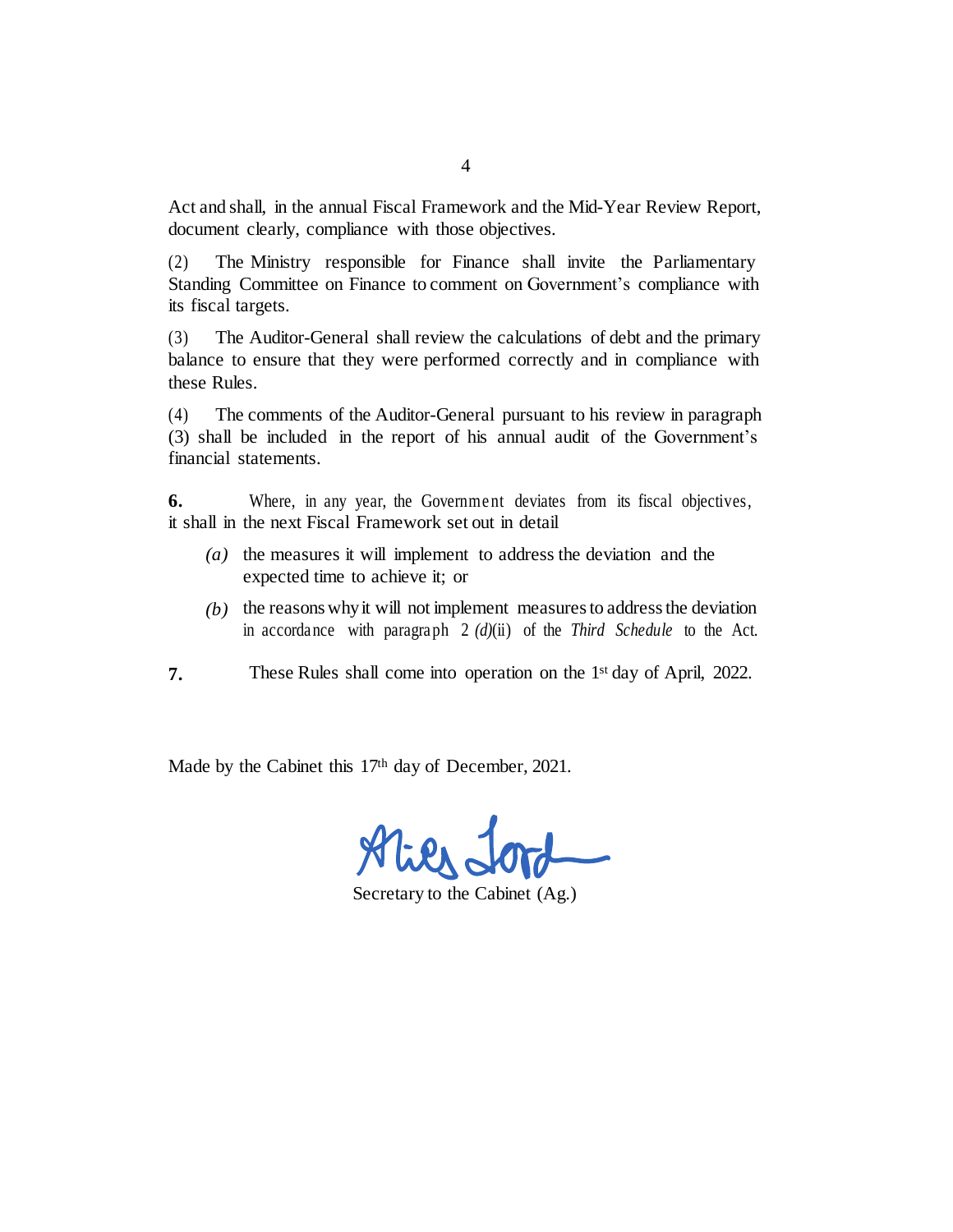Act and shall, in the annual Fiscal Framework and the Mid-Year Review Report, document clearly, compliance with those objectives.

(2) The Ministry responsible for Finance shall invite the Parliamentary Standing Committee on Finance to comment on Government's compliance with its fiscal targets.

(3) The Auditor-General shall review the calculations of debt and the primary balance to ensure that they were performed correctly and in compliance with these Rules.

(4) The comments of the Auditor-General pursuant to his review in paragraph (3) shall be included in the report of his annual audit of the Government's financial statements.

**6.** Where, in any year, the Government deviates from its fiscal objectives, it shall in the next Fiscal Framework set out in detail

*(a)* the measures it will implement to address the deviation and the expected time to achieve it; or

*(b)* the reasons why it will not implement measures to address the deviation in accordance with paragraph 2 *(d)*(ii) of the *Third Schedule* to the Act.

**7.** These Rules shall come into operation on the 1st day of April, 2022.

Made by the Cabinet this 17th day of December, 2021.

Secretary to the Cabinet (Ag.)